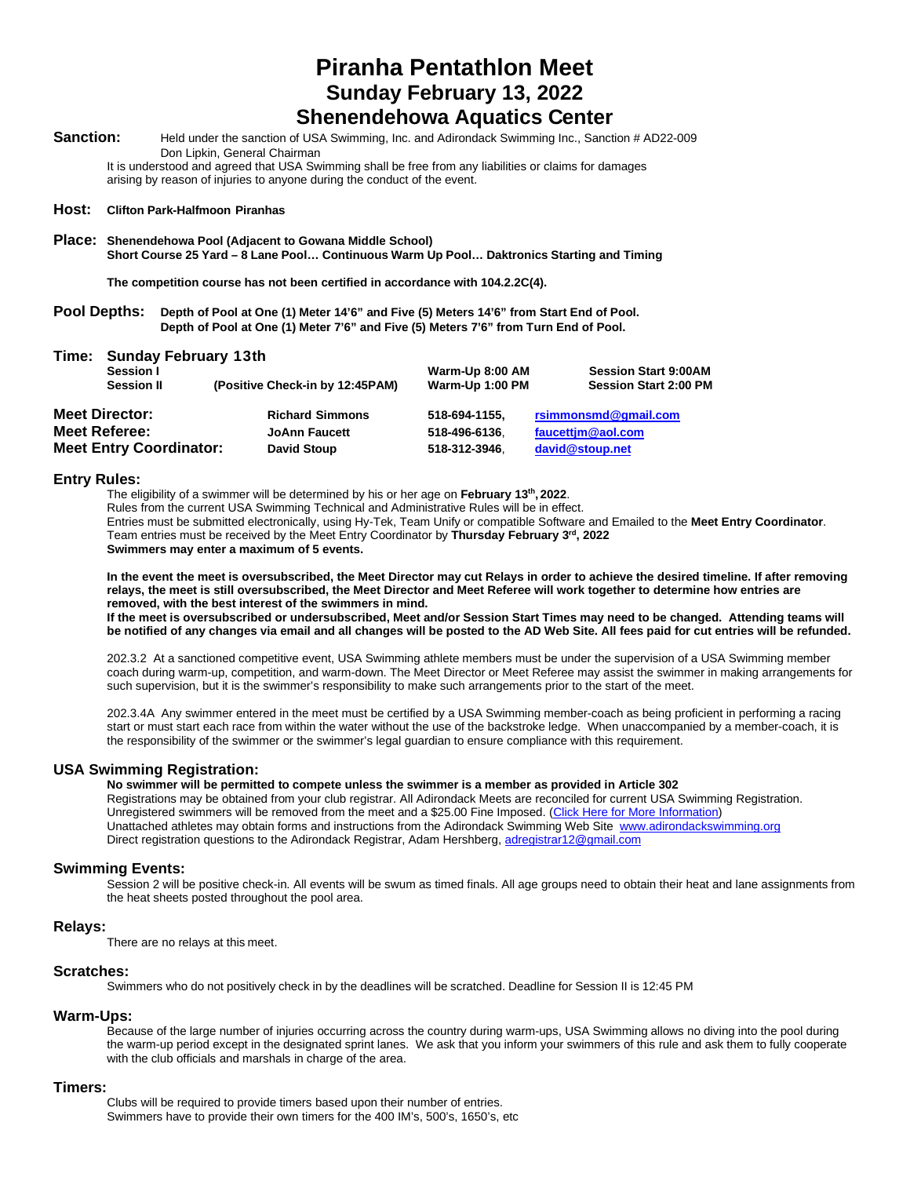# Piranha Pentathlon Meet
## Sunday February 13, 2022
## Shenendehowa Aquatics Center

**Sanction:** Held under the sanction of USA Swimming, Inc. and Adirondack Swimming Inc., Sanction # AD22-009
Don Lipkin, General Chairman
It is understood and agreed that USA Swimming shall be free from any liabilities or claims for damages arising by reason of injuries to anyone during the conduct of the event.

**Host:** **Clifton Park-Halfmoon Piranhas**

**Place:** **Shenendehowa Pool (Adjacent to Gowana Middle School)**
**Short Course 25 Yard – 8 Lane Pool… Continuous Warm Up Pool… Daktronics Starting and Timing**

**The competition course has not been certified in accordance with 104.2.2C(4).**

**Pool Depths:** **Depth of Pool at One (1) Meter 14'6" and Five (5) Meters 14'6" from Start End of Pool.**
**Depth of Pool at One (1) Meter 7'6" and Five (5) Meters 7'6" from Turn End of Pool.**

**Time:** **Sunday February 13th**

| | | | |
|---|---|---|---|
| **Session I** | | **Warm-Up 8:00 AM** | **Session Start 9:00AM** |
| **Session II** | **(Positive Check-in by 12:45PAM)** | **Warm-Up 1:00 PM** | **Session Start 2:00 PM** |

| | | | |
|---|---|---|---|
| **Meet Director:** | **Richard Simmons** | **518-694-1155,** | **rsimmonsmd@gmail.com** |
| **Meet Referee:** | **JoAnn Faucett** | **518-496-6136**, | **faucettjm@aol.com** |
| **Meet Entry Coordinator:** | **David Stoup** | **518-312-3946**, | **david@stoup.net** |

## Entry Rules:

The eligibility of a swimmer will be determined by his or her age on **February 13th, 2022**.
Rules from the current USA Swimming Technical and Administrative Rules will be in effect.
Entries must be submitted electronically, using Hy-Tek, Team Unify or compatible Software and Emailed to the **Meet Entry Coordinator**.
Team entries must be received by the Meet Entry Coordinator by **Thursday February 3rd, 2022**
**Swimmers may enter a maximum of 5 events.**

**In the event the meet is oversubscribed, the Meet Director may cut Relays in order to achieve the desired timeline. If after removing relays, the meet is still oversubscribed, the Meet Director and Meet Referee will work together to determine how entries are removed, with the best interest of the swimmers in mind.**
**If the meet is oversubscribed or undersubscribed, Meet and/or Session Start Times may need to be changed. Attending teams will be notified of any changes via email and all changes will be posted to the AD Web Site. All fees paid for cut entries will be refunded.**

202.3.2 At a sanctioned competitive event, USA Swimming athlete members must be under the supervision of a USA Swimming member coach during warm-up, competition, and warm-down. The Meet Director or Meet Referee may assist the swimmer in making arrangements for such supervision, but it is the swimmer's responsibility to make such arrangements prior to the start of the meet.

202.3.4A Any swimmer entered in the meet must be certified by a USA Swimming member-coach as being proficient in performing a racing start or must start each race from within the water without the use of the backstroke ledge. When unaccompanied by a member-coach, it is the responsibility of the swimmer or the swimmer's legal guardian to ensure compliance with this requirement.

## USA Swimming Registration:

**No swimmer will be permitted to compete unless the swimmer is a member as provided in Article 302**
Registrations may be obtained from your club registrar. All Adirondack Meets are reconciled for current USA Swimming Registration.
Unregistered swimmers will be removed from the meet and a $25.00 Fine Imposed. (Click Here for More Information)
Unattached athletes may obtain forms and instructions from the Adirondack Swimming Web Site www.adirondackswimming.org
Direct registration questions to the Adirondack Registrar, Adam Hershberg, adregistrar12@gmail.com

## Swimming Events:

Session 2 will be positive check-in. All events will be swum as timed finals. All age groups need to obtain their heat and lane assignments from the heat sheets posted throughout the pool area.

## Relays:

There are no relays at this meet.

## Scratches:

Swimmers who do not positively check in by the deadlines will be scratched. Deadline for Session II is 12:45 PM

## Warm-Ups:

Because of the large number of injuries occurring across the country during warm-ups, USA Swimming allows no diving into the pool during the warm-up period except in the designated sprint lanes. We ask that you inform your swimmers of this rule and ask them to fully cooperate with the club officials and marshals in charge of the area.

## Timers:

Clubs will be required to provide timers based upon their number of entries.
Swimmers have to provide their own timers for the 400 IM's, 500's, 1650's, etc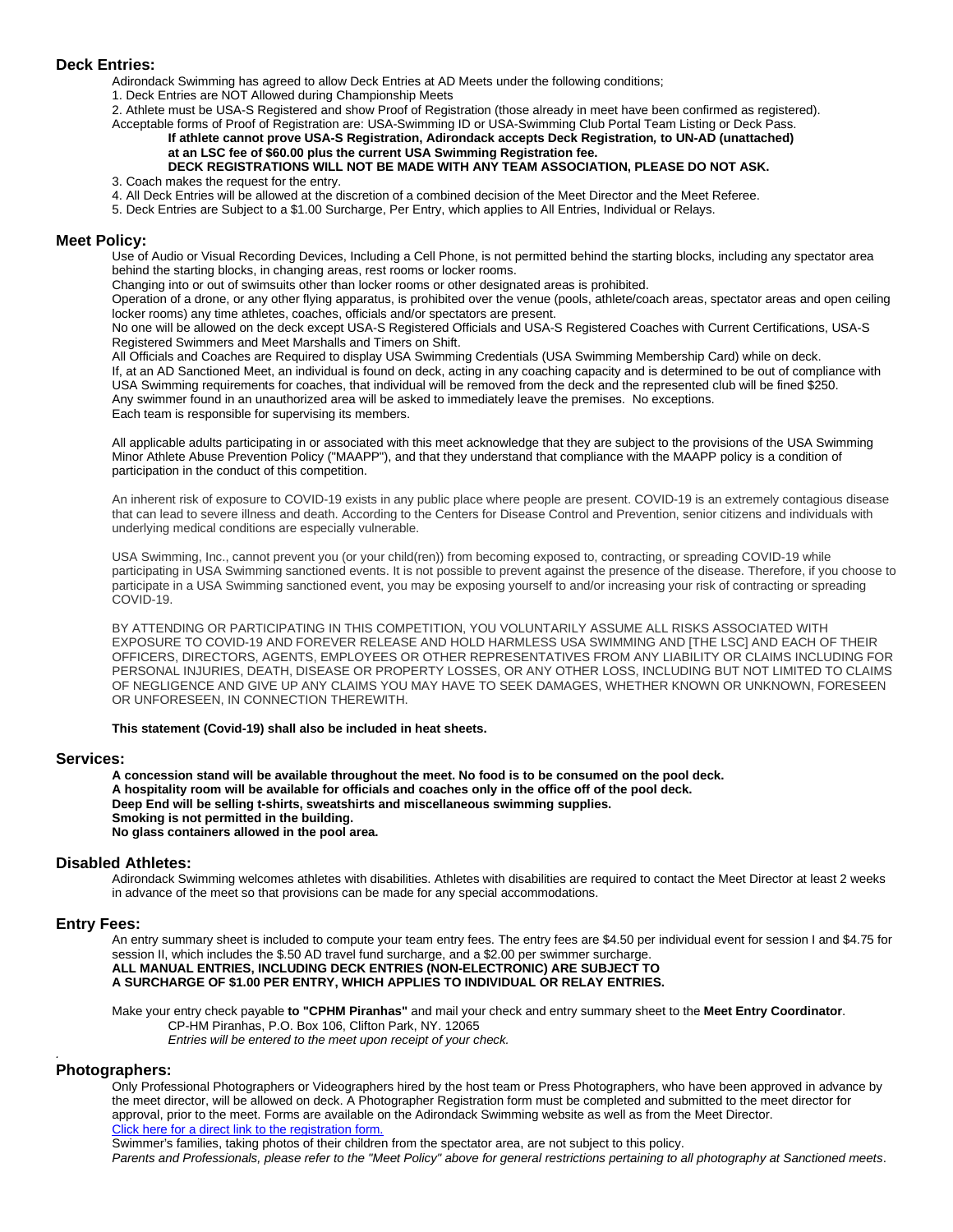## Deck Entries:

Adirondack Swimming has agreed to allow Deck Entries at AD Meets under the following conditions;

1. Deck Entries are NOT Allowed during Championship Meets
2. Athlete must be USA-S Registered and show Proof of Registration (those already in meet have been confirmed as registered). Acceptable forms of Proof of Registration are: USA-Swimming ID or USA-Swimming Club Portal Team Listing or Deck Pass.

   **If athlete cannot prove USA-S Registration, Adirondack accepts Deck Registration, to UN-AD (unattached) at an LSC fee of $60.00 plus the current USA Swimming Registration fee.**
   **DECK REGISTRATIONS WILL NOT BE MADE WITH ANY TEAM ASSOCIATION, PLEASE DO NOT ASK.**
3. Coach makes the request for the entry.
4. All Deck Entries will be allowed at the discretion of a combined decision of the Meet Director and the Meet Referee.
5. Deck Entries are Subject to a $1.00 Surcharge, Per Entry, which applies to All Entries, Individual or Relays.

## Meet Policy:

Use of Audio or Visual Recording Devices, Including a Cell Phone, is not permitted behind the starting blocks, including any spectator area behind the starting blocks, in changing areas, rest rooms or locker rooms.
Changing into or out of swimsuits other than locker rooms or other designated areas is prohibited.
Operation of a drone, or any other flying apparatus, is prohibited over the venue (pools, athlete/coach areas, spectator areas and open ceiling locker rooms) any time athletes, coaches, officials and/or spectators are present.
No one will be allowed on the deck except USA-S Registered Officials and USA-S Registered Coaches with Current Certifications, USA-S Registered Swimmers and Meet Marshalls and Timers on Shift.
All Officials and Coaches are Required to display USA Swimming Credentials (USA Swimming Membership Card) while on deck.
If, at an AD Sanctioned Meet, an individual is found on deck, acting in any coaching capacity and is determined to be out of compliance with USA Swimming requirements for coaches, that individual will be removed from the deck and the represented club will be fined $250.
Any swimmer found in an unauthorized area will be asked to immediately leave the premises. No exceptions.
Each team is responsible for supervising its members.

All applicable adults participating in or associated with this meet acknowledge that they are subject to the provisions of the USA Swimming Minor Athlete Abuse Prevention Policy ("MAAPP"), and that they understand that compliance with the MAAPP policy is a condition of participation in the conduct of this competition.

An inherent risk of exposure to COVID-19 exists in any public place where people are present. COVID-19 is an extremely contagious disease that can lead to severe illness and death. According to the Centers for Disease Control and Prevention, senior citizens and individuals with underlying medical conditions are especially vulnerable.

USA Swimming, Inc., cannot prevent you (or your child(ren)) from becoming exposed to, contracting, or spreading COVID-19 while participating in USA Swimming sanctioned events. It is not possible to prevent against the presence of the disease. Therefore, if you choose to participate in a USA Swimming sanctioned event, you may be exposing yourself to and/or increasing your risk of contracting or spreading COVID-19.

BY ATTENDING OR PARTICIPATING IN THIS COMPETITION, YOU VOLUNTARILY ASSUME ALL RISKS ASSOCIATED WITH EXPOSURE TO COVID-19 AND FOREVER RELEASE AND HOLD HARMLESS USA SWIMMING AND [THE LSC] AND EACH OF THEIR OFFICERS, DIRECTORS, AGENTS, EMPLOYEES OR OTHER REPRESENTATIVES FROM ANY LIABILITY OR CLAIMS INCLUDING FOR PERSONAL INJURIES, DEATH, DISEASE OR PROPERTY LOSSES, OR ANY OTHER LOSS, INCLUDING BUT NOT LIMITED TO CLAIMS OF NEGLIGENCE AND GIVE UP ANY CLAIMS YOU MAY HAVE TO SEEK DAMAGES, WHETHER KNOWN OR UNKNOWN, FORESEEN OR UNFORESEEN, IN CONNECTION THEREWITH.

**This statement (Covid-19) shall also be included in heat sheets.**

## Services:

**A concession stand will be available throughout the meet. No food is to be consumed on the pool deck.**
**A hospitality room will be available for officials and coaches only in the office off of the pool deck.**
**Deep End will be selling t-shirts, sweatshirts and miscellaneous swimming supplies.**
**Smoking is not permitted in the building.**
**No glass containers allowed in the pool area.**

## Disabled Athletes:

Adirondack Swimming welcomes athletes with disabilities. Athletes with disabilities are required to contact the Meet Director at least 2 weeks in advance of the meet so that provisions can be made for any special accommodations.

## Entry Fees:

An entry summary sheet is included to compute your team entry fees. The entry fees are $4.50 per individual event for session I and $4.75 for session II, which includes the $.50 AD travel fund surcharge, and a $2.00 per swimmer surcharge.
**ALL MANUAL ENTRIES, INCLUDING DECK ENTRIES (NON-ELECTRONIC) ARE SUBJECT TO A SURCHARGE OF $1.00 PER ENTRY, WHICH APPLIES TO INDIVIDUAL OR RELAY ENTRIES.**

Make your entry check payable **to "CPHM Piranhas"** and mail your check and entry summary sheet to the **Meet Entry Coordinator**.
CP-HM Piranhas, P.O. Box 106, Clifton Park, NY. 12065
*Entries will be entered to the meet upon receipt of your check.*

## Photographers:

Only Professional Photographers or Videographers hired by the host team or Press Photographers, who have been approved in advance by the meet director, will be allowed on deck. A Photographer Registration form must be completed and submitted to the meet director for approval, prior to the meet. Forms are available on the Adirondack Swimming website as well as from the Meet Director.
Click here for a direct link to the registration form.
Swimmer's families, taking photos of their children from the spectator area, are not subject to this policy.
*Parents and Professionals, please refer to the "Meet Policy" above for general restrictions pertaining to all photography at Sanctioned meets*.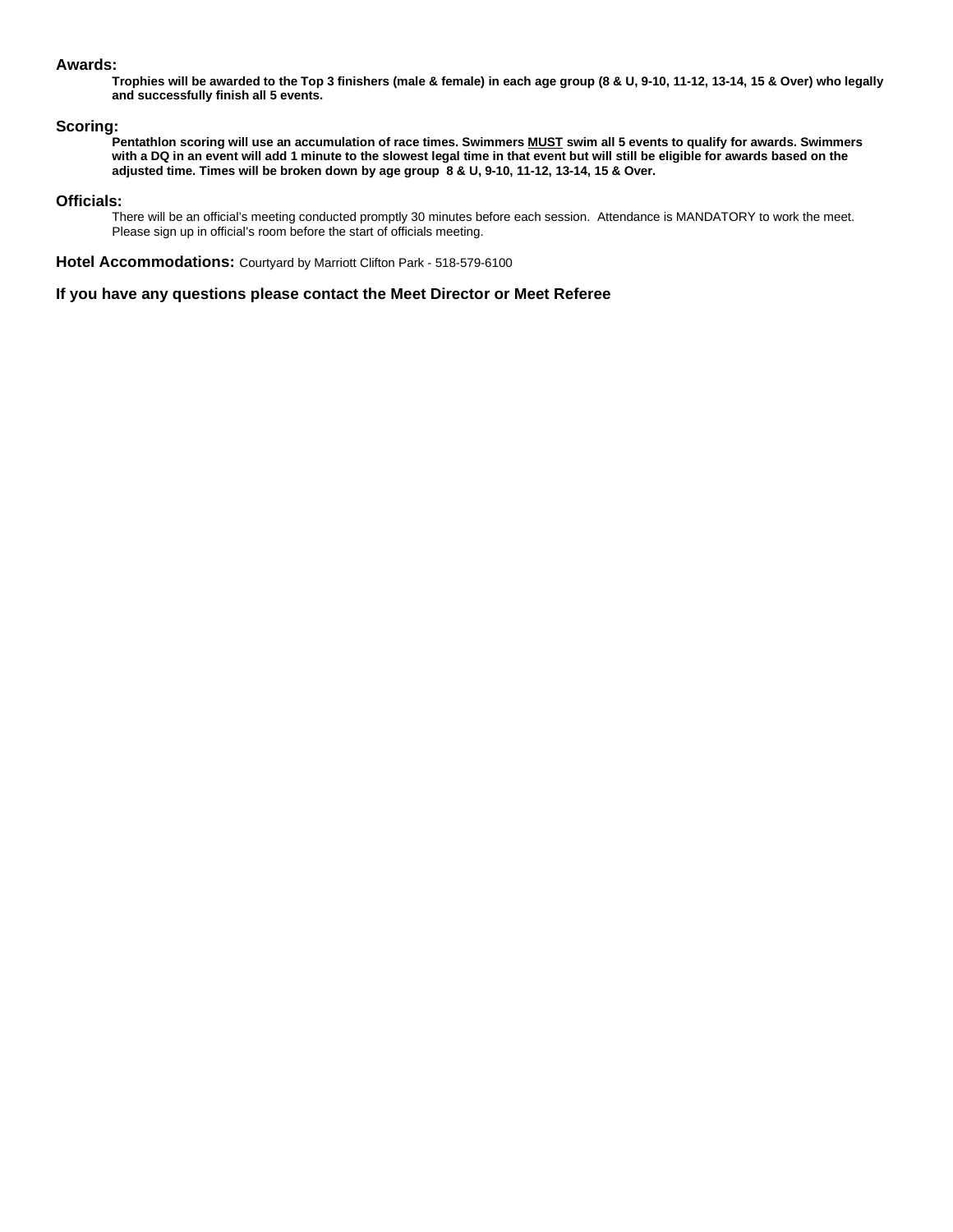## Awards:

**Trophies will be awarded to the Top 3 finishers (male & female) in each age group (8 & U, 9-10, 11-12, 13-14, 15 & Over) who legally and successfully finish all 5 events.**

## Scoring:

**Pentathlon scoring will use an accumulation of race times. Swimmers <u>MUST</u> swim all 5 events to qualify for awards. Swimmers with a DQ in an event will add 1 minute to the slowest legal time in that event but will still be eligible for awards based on the adjusted time. Times will be broken down by age group 8 & U, 9-10, 11-12, 13-14, 15 & Over.**

## Officials:

There will be an official's meeting conducted promptly 30 minutes before each session. Attendance is MANDATORY to work the meet. Please sign up in official's room before the start of officials meeting.

**Hotel Accommodations:** Courtyard by Marriott Clifton Park - 518-579-6100

**If you have any questions please contact the Meet Director or Meet Referee**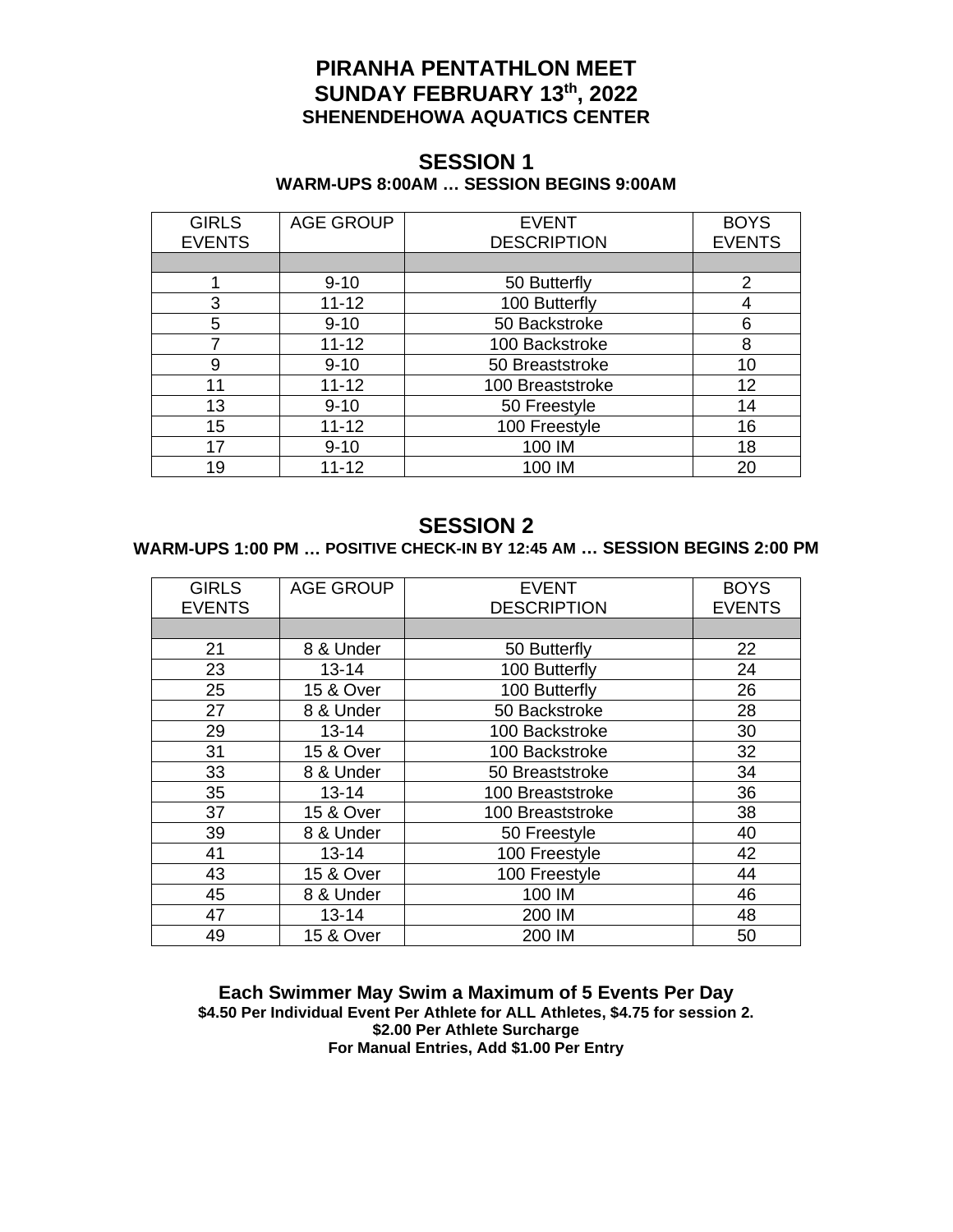# PIRANHA PENTATHLON MEET
# SUNDAY FEBRUARY 13th, 2022
### SHENENDEHOWA AQUATICS CENTER

## SESSION 1
**WARM-UPS 8:00AM … SESSION BEGINS 9:00AM**

| GIRLS EVENTS | AGE GROUP | EVENT DESCRIPTION | BOYS EVENTS |
|---|---|---|---|
| | | | |
| 1 | 9-10 | 50 Butterfly | 2 |
| 3 | 11-12 | 100 Butterfly | 4 |
| 5 | 9-10 | 50 Backstroke | 6 |
| 7 | 11-12 | 100 Backstroke | 8 |
| 9 | 9-10 | 50 Breaststroke | 10 |
| 11 | 11-12 | 100 Breaststroke | 12 |
| 13 | 9-10 | 50 Freestyle | 14 |
| 15 | 11-12 | 100 Freestyle | 16 |
| 17 | 9-10 | 100 IM | 18 |
| 19 | 11-12 | 100 IM | 20 |

## SESSION 2
**WARM-UPS 1:00 PM … POSITIVE CHECK-IN BY 12:45 AM … SESSION BEGINS 2:00 PM**

| GIRLS EVENTS | AGE GROUP | EVENT DESCRIPTION | BOYS EVENTS |
|---|---|---|---|
| | | | |
| 21 | 8 & Under | 50 Butterfly | 22 |
| 23 | 13-14 | 100 Butterfly | 24 |
| 25 | 15 & Over | 100 Butterfly | 26 |
| 27 | 8 & Under | 50 Backstroke | 28 |
| 29 | 13-14 | 100 Backstroke | 30 |
| 31 | 15 & Over | 100 Backstroke | 32 |
| 33 | 8 & Under | 50 Breaststroke | 34 |
| 35 | 13-14 | 100 Breaststroke | 36 |
| 37 | 15 & Over | 100 Breaststroke | 38 |
| 39 | 8 & Under | 50 Freestyle | 40 |
| 41 | 13-14 | 100 Freestyle | 42 |
| 43 | 15 & Over | 100 Freestyle | 44 |
| 45 | 8 & Under | 100 IM | 46 |
| 47 | 13-14 | 200 IM | 48 |
| 49 | 15 & Over | 200 IM | 50 |

**Each Swimmer May Swim a Maximum of 5 Events Per Day**
**$4.50 Per Individual Event Per Athlete for ALL Athletes, $4.75 for session 2.**
**$2.00 Per Athlete Surcharge**
**For Manual Entries, Add $1.00 Per Entry**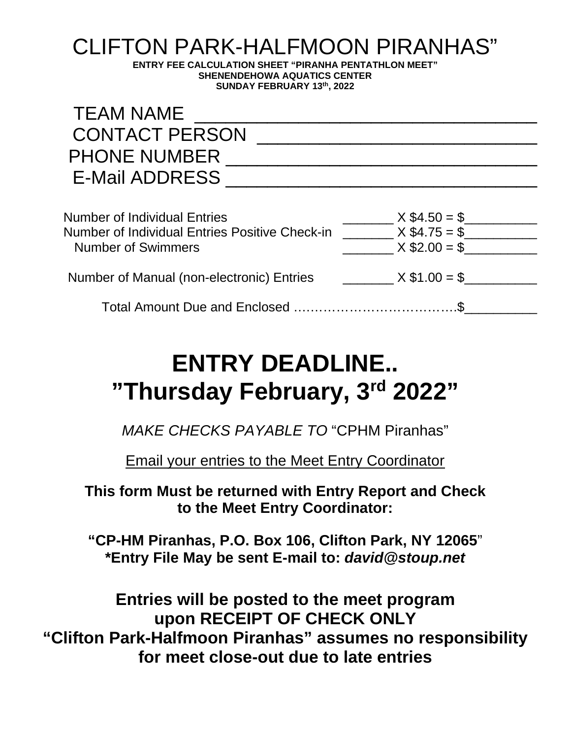# CLIFTON PARK-HALFMOON PIRANHAS"

**ENTRY FEE CALCULATION SHEET "PIRANHA PENTATHLON MEET"**
**SHENENDEHOWA AQUATICS CENTER**
**SUNDAY FEBRUARY 13th, 2022**

TEAM NAME ________________________________

CONTACT PERSON ___________________________

PHONE NUMBER _____________________________

E-Mail ADDRESS ____________________________

| | |
|---|---|
| Number of Individual Entries | _______ X $4.50 = $__________ |
| Number of Individual Entries Positive Check-in | _______ X $4.75 = $__________ |
| Number of Swimmers | _______ X $2.00 = $__________ |
| Number of Manual (non-electronic) Entries | _______ X $1.00 = $__________ |

Total Amount Due and Enclosed ………………………………….$__________

# ENTRY DEADLINE..
# "Thursday February, 3rd 2022"

*MAKE CHECKS PAYABLE TO* "CPHM Piranhas"

Email your entries to the Meet Entry Coordinator

**This form Must be returned with Entry Report and Check to the Meet Entry Coordinator:**

**"CP-HM Piranhas, P.O. Box 106, Clifton Park, NY 12065"**
**\*Entry File May be sent E-mail to: *david@stoup.net***

**Entries will be posted to the meet program upon RECEIPT OF CHECK ONLY**
**"Clifton Park-Halfmoon Piranhas" assumes no responsibility for meet close-out due to late entries**